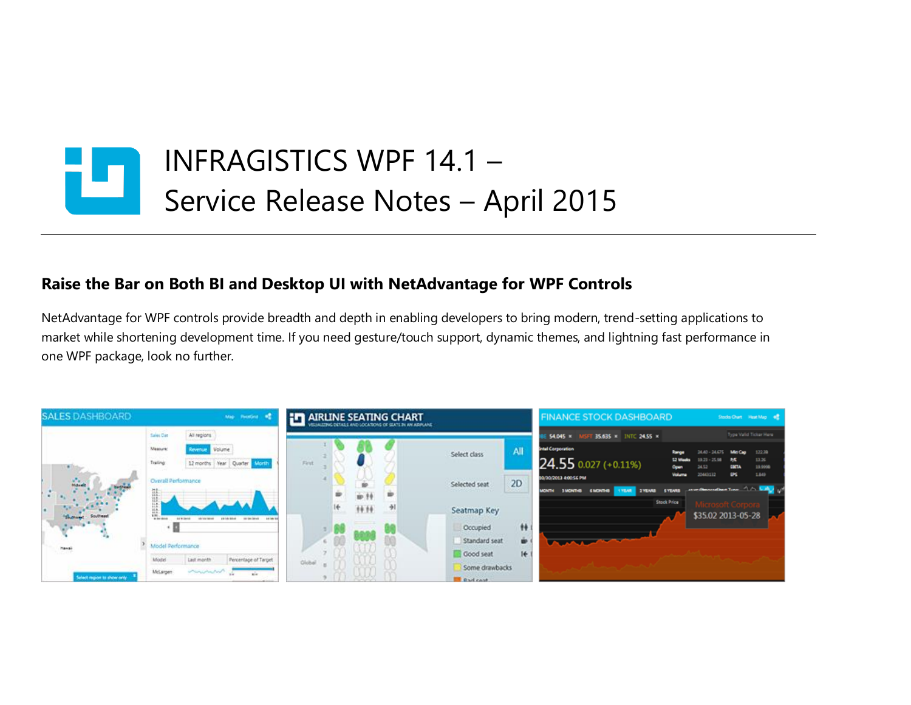# INFRAGISTICS WPF 14.1 – Service Release Notes – April 2015

## Raise the Bar on Both BI and Desktop UI with NetAdvantage for WPF Controls

NetAdvantage for WPF controls provide breadth and depth in enabling developers to bring modern, trend-setting applications to market while shortening development time. If you need gesture/touch support, dynamic themes, and lightning fast performance in one WPF package, look no further.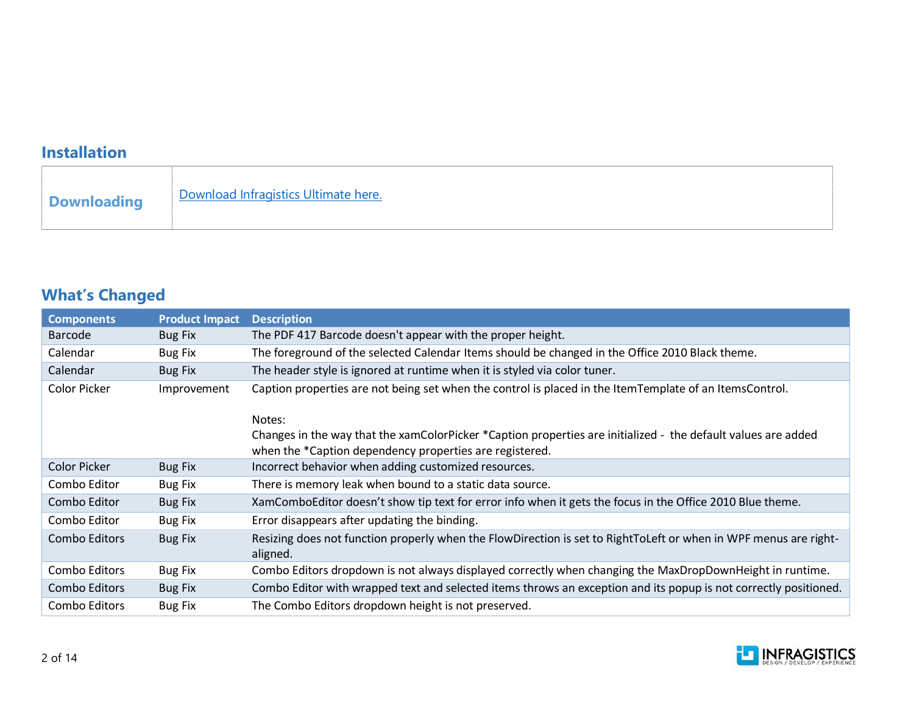## Installation

| | |
|---|---|
| **Downloading** | Download Infragistics Ultimate here. |

## What's Changed

| Components | Product Impact | Description |
|---|---|---|
| Barcode | Bug Fix | The PDF 417 Barcode doesn't appear with the proper height. |
| Calendar | Bug Fix | The foreground of the selected Calendar Items should be changed in the Office 2010 Black theme. |
| Calendar | Bug Fix | The header style is ignored at runtime when it is styled via color tuner. |
| Color Picker | Improvement | Caption properties are not being set when the control is placed in the ItemTemplate of an ItemsControl.<br><br>Notes:<br>Changes in the way that the xamColorPicker *Caption properties are initialized - the default values are added when the *Caption dependency properties are registered. |
| Color Picker | Bug Fix | Incorrect behavior when adding customized resources. |
| Combo Editor | Bug Fix | There is memory leak when bound to a static data source. |
| Combo Editor | Bug Fix | XamComboEditor doesn't show tip text for error info when it gets the focus in the Office 2010 Blue theme. |
| Combo Editor | Bug Fix | Error disappears after updating the binding. |
| Combo Editors | Bug Fix | Resizing does not function properly when the FlowDirection is set to RightToLeft or when in WPF menus are right-aligned. |
| Combo Editors | Bug Fix | Combo Editors dropdown is not always displayed correctly when changing the MaxDropDownHeight in runtime. |
| Combo Editors | Bug Fix | Combo Editor with wrapped text and selected items throws an exception and its popup is not correctly positioned. |
| Combo Editors | Bug Fix | The Combo Editors dropdown height is not preserved. |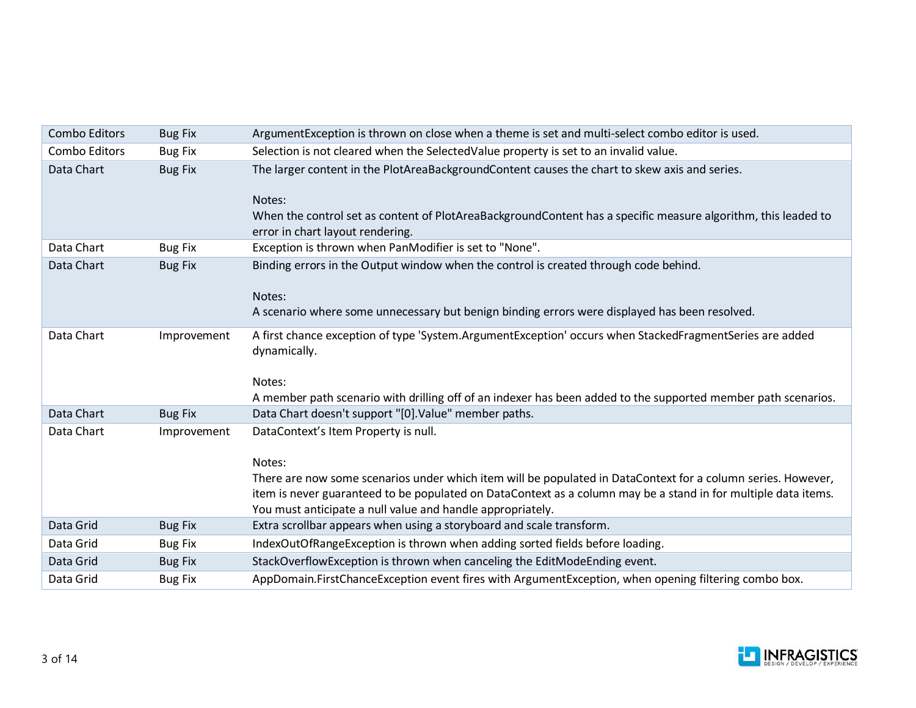| | | |
|---|---|---|
| Combo Editors | Bug Fix | ArgumentException is thrown on close when a theme is set and multi-select combo editor is used. |
| Combo Editors | Bug Fix | Selection is not cleared when the SelectedValue property is set to an invalid value. |
| Data Chart | Bug Fix | The larger content in the PlotAreaBackgroundContent causes the chart to skew axis and series.<br><br>Notes:<br>When the control set as content of PlotAreaBackgroundContent has a specific measure algorithm, this leaded to error in chart layout rendering. |
| Data Chart | Bug Fix | Exception is thrown when PanModifier is set to "None". |
| Data Chart | Bug Fix | Binding errors in the Output window when the control is created through code behind.<br><br>Notes:<br>A scenario where some unnecessary but benign binding errors were displayed has been resolved. |
| Data Chart | Improvement | A first chance exception of type 'System.ArgumentException' occurs when StackedFragmentSeries are added dynamically.<br><br>Notes:<br>A member path scenario with drilling off of an indexer has been added to the supported member path scenarios. |
| Data Chart | Bug Fix | Data Chart doesn't support "[0].Value" member paths. |
| Data Chart | Improvement | DataContext's Item Property is null.<br><br>Notes:<br>There are now some scenarios under which item will be populated in DataContext for a column series. However, item is never guaranteed to be populated on DataContext as a column may be a stand in for multiple data items. You must anticipate a null value and handle appropriately. |
| Data Grid | Bug Fix | Extra scrollbar appears when using a storyboard and scale transform. |
| Data Grid | Bug Fix | IndexOutOfRangeException is thrown when adding sorted fields before loading. |
| Data Grid | Bug Fix | StackOverflowException is thrown when canceling the EditModeEnding event. |
| Data Grid | Bug Fix | AppDomain.FirstChanceException event fires with ArgumentException, when opening filtering combo box. |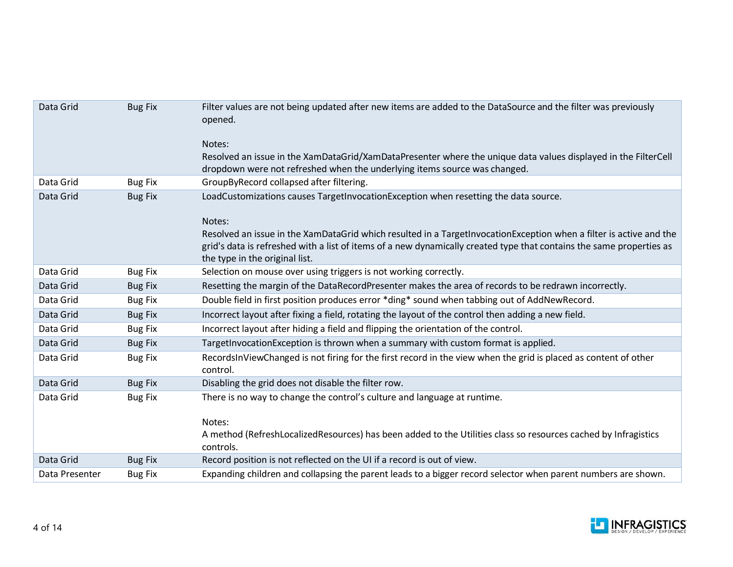| | | |
|---|---|---|
| Data Grid | Bug Fix | Filter values are not being updated after new items are added to the DataSource and the filter was previously opened.<br><br>Notes:<br>Resolved an issue in the XamDataGrid/XamDataPresenter where the unique data values displayed in the FilterCell dropdown were not refreshed when the underlying items source was changed. |
| Data Grid | Bug Fix | GroupByRecord collapsed after filtering. |
| Data Grid | Bug Fix | LoadCustomizations causes TargetInvocationException when resetting the data source.<br><br>Notes:<br>Resolved an issue in the XamDataGrid which resulted in a TargetInvocationException when a filter is active and the grid's data is refreshed with a list of items of a new dynamically created type that contains the same properties as the type in the original list. |
| Data Grid | Bug Fix | Selection on mouse over using triggers is not working correctly. |
| Data Grid | Bug Fix | Resetting the margin of the DataRecordPresenter makes the area of records to be redrawn incorrectly. |
| Data Grid | Bug Fix | Double field in first position produces error *ding* sound when tabbing out of AddNewRecord. |
| Data Grid | Bug Fix | Incorrect layout after fixing a field, rotating the layout of the control then adding a new field. |
| Data Grid | Bug Fix | Incorrect layout after hiding a field and flipping the orientation of the control. |
| Data Grid | Bug Fix | TargetInvocationException is thrown when a summary with custom format is applied. |
| Data Grid | Bug Fix | RecordsInViewChanged is not firing for the first record in the view when the grid is placed as content of other control. |
| Data Grid | Bug Fix | Disabling the grid does not disable the filter row. |
| Data Grid | Bug Fix | There is no way to change the control's culture and language at runtime.<br><br>Notes:<br>A method (RefreshLocalizedResources) has been added to the Utilities class so resources cached by Infragistics controls. |
| Data Grid | Bug Fix | Record position is not reflected on the UI if a record is out of view. |
| Data Presenter | Bug Fix | Expanding children and collapsing the parent leads to a bigger record selector when parent numbers are shown. |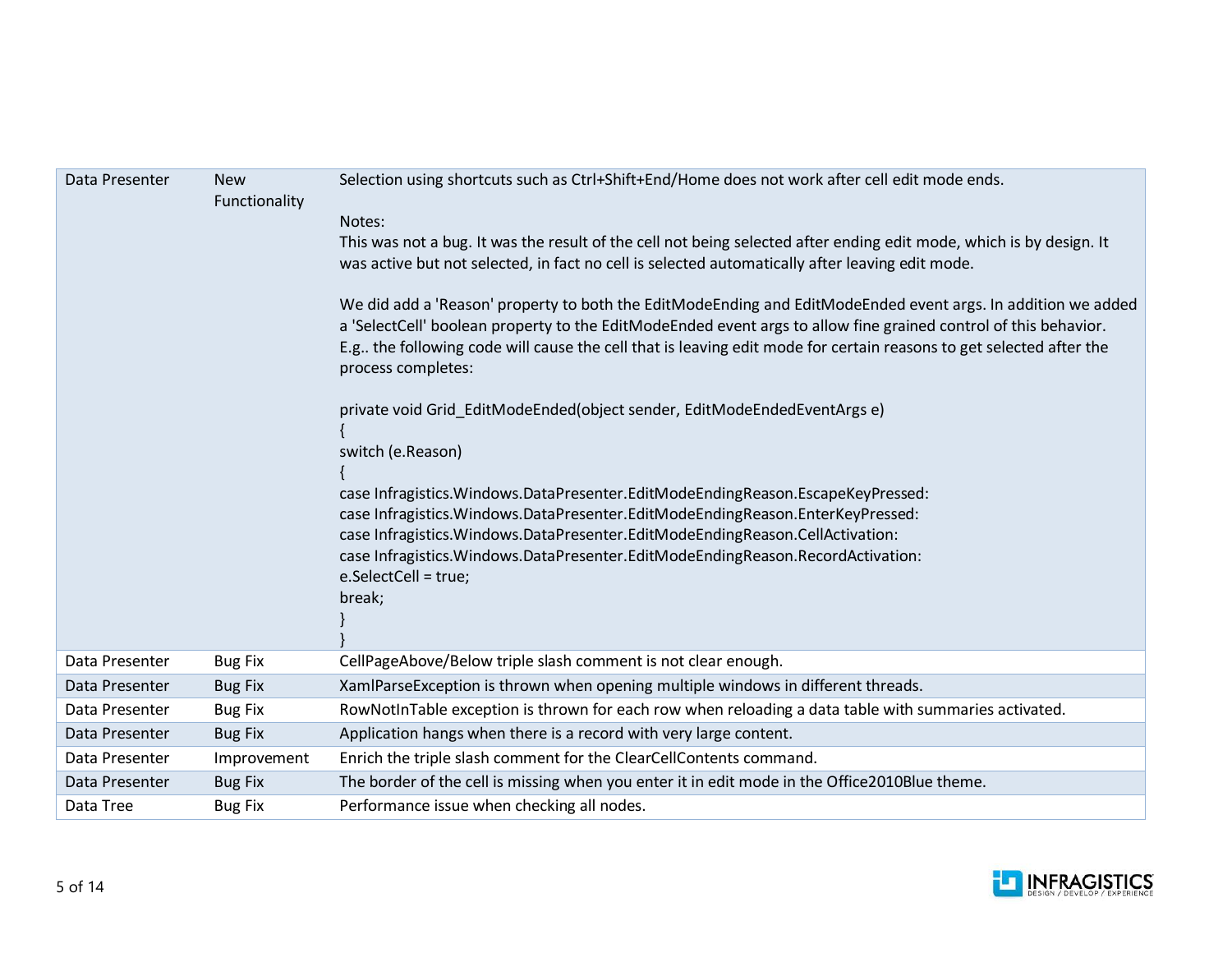| | | |
|---|---|---|
| Data Presenter | New Functionality | Selection using shortcuts such as Ctrl+Shift+End/Home does not work after cell edit mode ends.<br><br>Notes:<br>This was not a bug. It was the result of the cell not being selected after ending edit mode, which is by design. It was active but not selected, in fact no cell is selected automatically after leaving edit mode.<br><br>We did add a 'Reason' property to both the EditModeEnding and EditModeEnded event args. In addition we added a 'SelectCell' boolean property to the EditModeEnded event args to allow fine grained control of this behavior. E.g.. the following code will cause the cell that is leaving edit mode for certain reasons to get selected after the process completes:<br><br>private void Grid_EditModeEnded(object sender, EditModeEndedEventArgs e)<br>{<br>switch (e.Reason)<br>{<br>case Infragistics.Windows.DataPresenter.EditModeEndingReason.EscapeKeyPressed:<br>case Infragistics.Windows.DataPresenter.EditModeEndingReason.EnterKeyPressed:<br>case Infragistics.Windows.DataPresenter.EditModeEndingReason.CellActivation:<br>case Infragistics.Windows.DataPresenter.EditModeEndingReason.RecordActivation:<br>e.SelectCell = true;<br>break;<br>}<br>} |
| Data Presenter | Bug Fix | CellPageAbove/Below triple slash comment is not clear enough. |
| Data Presenter | Bug Fix | XamlParseException is thrown when opening multiple windows in different threads. |
| Data Presenter | Bug Fix | RowNotInTable exception is thrown for each row when reloading a data table with summaries activated. |
| Data Presenter | Bug Fix | Application hangs when there is a record with very large content. |
| Data Presenter | Improvement | Enrich the triple slash comment for the ClearCellContents command. |
| Data Presenter | Bug Fix | The border of the cell is missing when you enter it in edit mode in the Office2010Blue theme. |
| Data Tree | Bug Fix | Performance issue when checking all nodes. |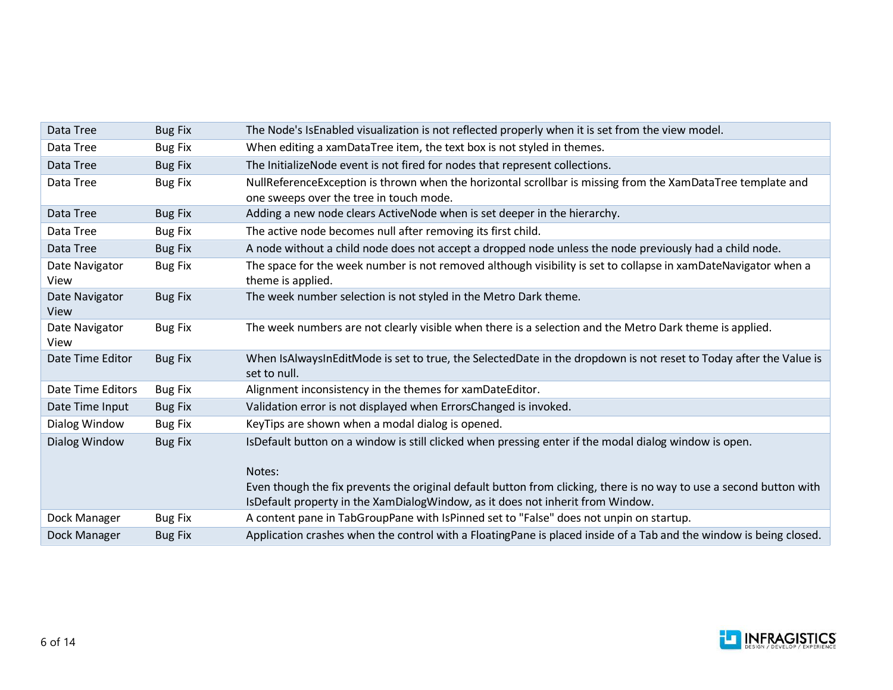| Data Tree | Bug Fix | The Node's IsEnabled visualization is not reflected properly when it is set from the view model. |
|---|---|---|
| Data Tree | Bug Fix | When editing a xamDataTree item, the text box is not styled in themes. |
| Data Tree | Bug Fix | The InitializeNode event is not fired for nodes that represent collections. |
| Data Tree | Bug Fix | NullReferenceException is thrown when the horizontal scrollbar is missing from the XamDataTree template and one sweeps over the tree in touch mode. |
| Data Tree | Bug Fix | Adding a new node clears ActiveNode when is set deeper in the hierarchy. |
| Data Tree | Bug Fix | The active node becomes null after removing its first child. |
| Data Tree | Bug Fix | A node without a child node does not accept a dropped node unless the node previously had a child node. |
| Date Navigator View | Bug Fix | The space for the week number is not removed although visibility is set to collapse in xamDateNavigator when a theme is applied. |
| Date Navigator View | Bug Fix | The week number selection is not styled in the Metro Dark theme. |
| Date Navigator View | Bug Fix | The week numbers are not clearly visible when there is a selection and the Metro Dark theme is applied. |
| Date Time Editor | Bug Fix | When IsAlwaysInEditMode is set to true, the SelectedDate in the dropdown is not reset to Today after the Value is set to null. |
| Date Time Editors | Bug Fix | Alignment inconsistency in the themes for xamDateEditor. |
| Date Time Input | Bug Fix | Validation error is not displayed when ErrorsChanged is invoked. |
| Dialog Window | Bug Fix | KeyTips are shown when a modal dialog is opened. |
| Dialog Window | Bug Fix | IsDefault button on a window is still clicked when pressing enter if the modal dialog window is open.<br><br>Notes:<br>Even though the fix prevents the original default button from clicking, there is no way to use a second button with IsDefault property in the XamDialogWindow, as it does not inherit from Window. |
| Dock Manager | Bug Fix | A content pane in TabGroupPane with IsPinned set to "False" does not unpin on startup. |
| Dock Manager | Bug Fix | Application crashes when the control with a FloatingPane is placed inside of a Tab and the window is being closed. |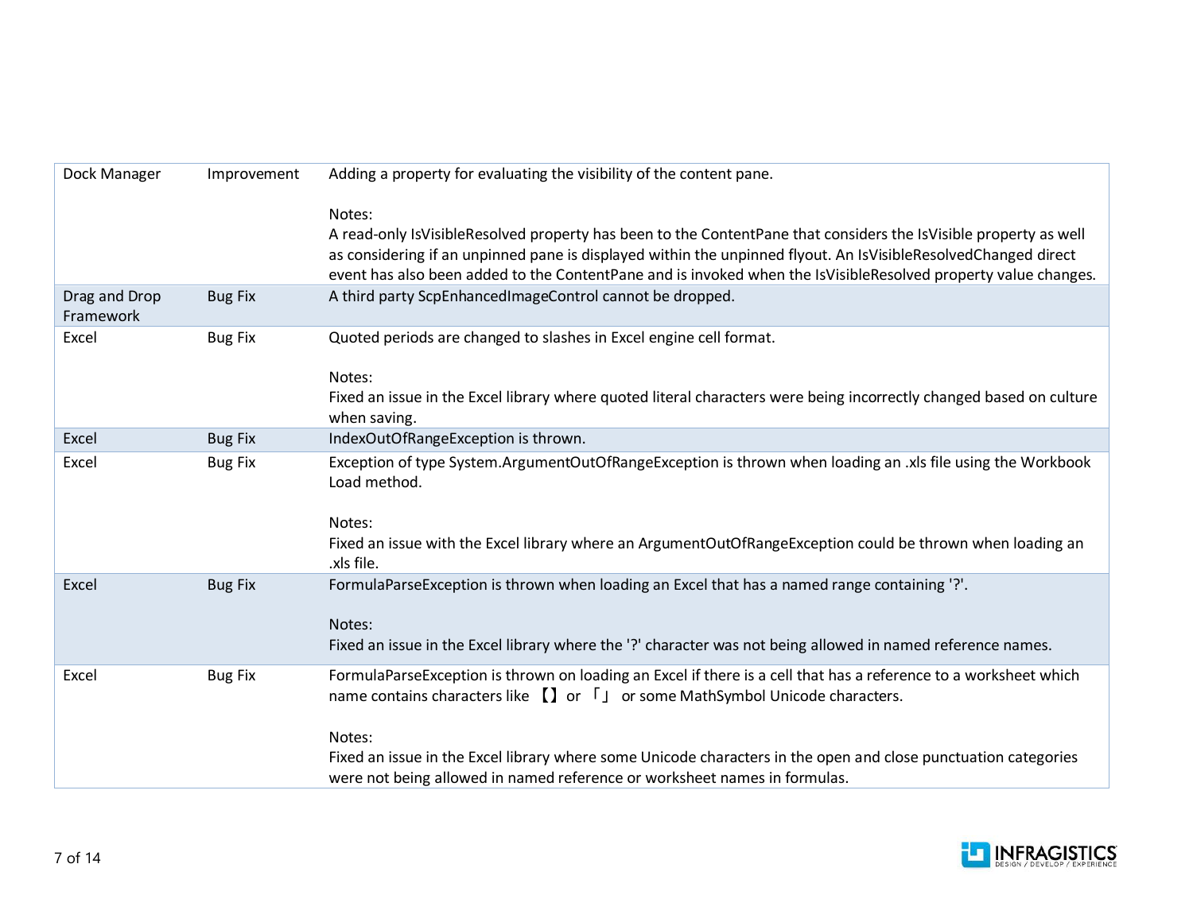| | | |
|---|---|---|
| Dock Manager | Improvement | Adding a property for evaluating the visibility of the content pane.<br><br>Notes:<br>A read-only IsVisibleResolved property has been to the ContentPane that considers the IsVisible property as well as considering if an unpinned pane is displayed within the unpinned flyout. An IsVisibleResolvedChanged direct event has also been added to the ContentPane and is invoked when the IsVisibleResolved property value changes. |
| Drag and Drop Framework | Bug Fix | A third party ScpEnhancedImageControl cannot be dropped. |
| Excel | Bug Fix | Quoted periods are changed to slashes in Excel engine cell format.<br><br>Notes:<br>Fixed an issue in the Excel library where quoted literal characters were being incorrectly changed based on culture when saving. |
| Excel | Bug Fix | IndexOutOfRangeException is thrown. |
| Excel | Bug Fix | Exception of type System.ArgumentOutOfRangeException is thrown when loading an .xls file using the Workbook Load method.<br><br>Notes:<br>Fixed an issue with the Excel library where an ArgumentOutOfRangeException could be thrown when loading an .xls file. |
| Excel | Bug Fix | FormulaParseException is thrown when loading an Excel that has a named range containing '?'.<br><br>Notes:<br>Fixed an issue in the Excel library where the '?' character was not being allowed in named reference names. |
| Excel | Bug Fix | FormulaParseException is thrown on loading an Excel if there is a cell that has a reference to a worksheet which name contains characters like 【】 or 「」 or some MathSymbol Unicode characters.<br><br>Notes:<br>Fixed an issue in the Excel library where some Unicode characters in the open and close punctuation categories were not being allowed in named reference or worksheet names in formulas. |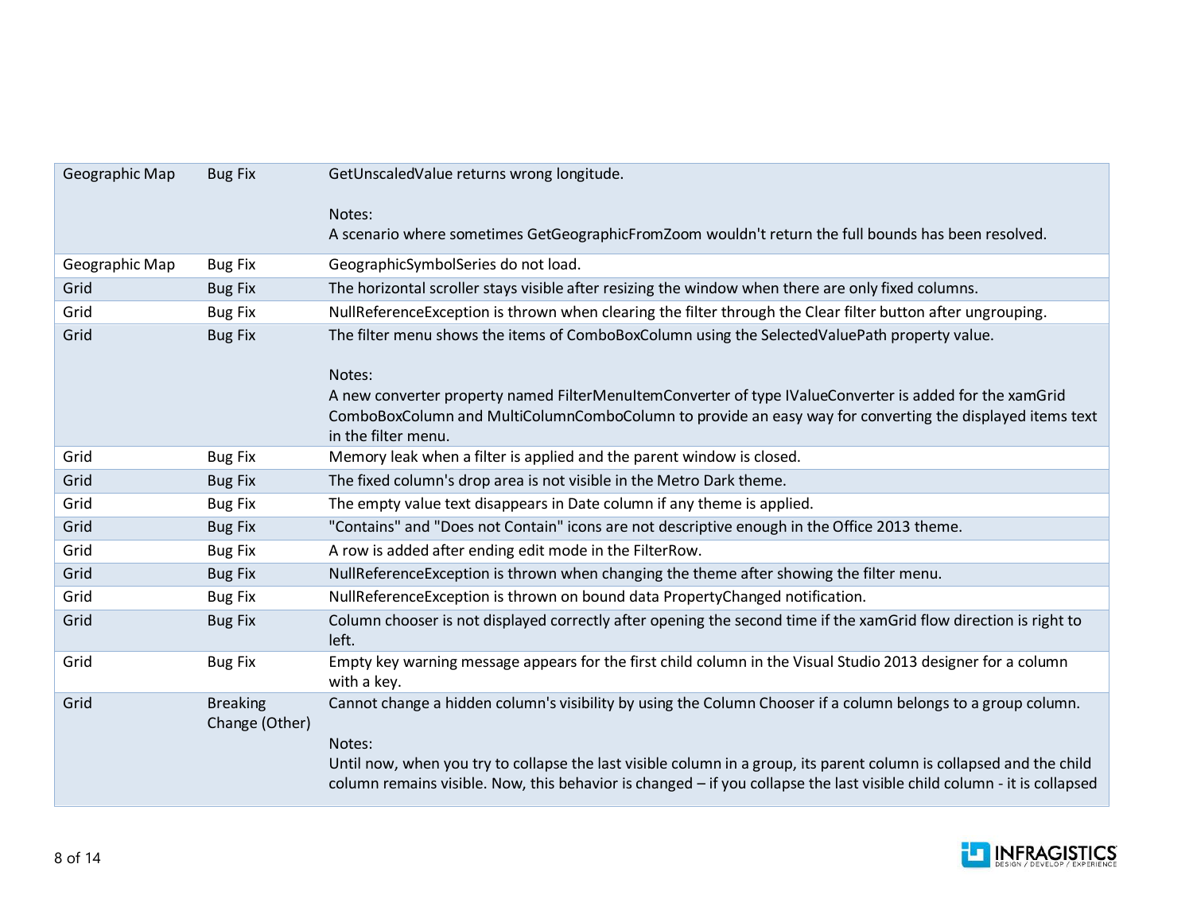| | | |
|---|---|---|
| Geographic Map | Bug Fix | GetUnscaledValue returns wrong longitude.<br><br>Notes:<br>A scenario where sometimes GetGeographicFromZoom wouldn't return the full bounds has been resolved. |
| Geographic Map | Bug Fix | GeographicSymbolSeries do not load. |
| Grid | Bug Fix | The horizontal scroller stays visible after resizing the window when there are only fixed columns. |
| Grid | Bug Fix | NullReferenceException is thrown when clearing the filter through the Clear filter button after ungrouping. |
| Grid | Bug Fix | The filter menu shows the items of ComboBoxColumn using the SelectedValuePath property value.<br><br>Notes:<br>A new converter property named FilterMenuItemConverter of type IValueConverter is added for the xamGrid ComboBoxColumn and MultiColumnComboColumn to provide an easy way for converting the displayed items text in the filter menu. |
| Grid | Bug Fix | Memory leak when a filter is applied and the parent window is closed. |
| Grid | Bug Fix | The fixed column's drop area is not visible in the Metro Dark theme. |
| Grid | Bug Fix | The empty value text disappears in Date column if any theme is applied. |
| Grid | Bug Fix | "Contains" and "Does not Contain" icons are not descriptive enough in the Office 2013 theme. |
| Grid | Bug Fix | A row is added after ending edit mode in the FilterRow. |
| Grid | Bug Fix | NullReferenceException is thrown when changing the theme after showing the filter menu. |
| Grid | Bug Fix | NullReferenceException is thrown on bound data PropertyChanged notification. |
| Grid | Bug Fix | Column chooser is not displayed correctly after opening the second time if the xamGrid flow direction is right to left. |
| Grid | Bug Fix | Empty key warning message appears for the first child column in the Visual Studio 2013 designer for a column with a key. |
| Grid | Breaking Change (Other) | Cannot change a hidden column's visibility by using the Column Chooser if a column belongs to a group column.<br><br>Notes:<br>Until now, when you try to collapse the last visible column in a group, its parent column is collapsed and the child column remains visible. Now, this behavior is changed – if you collapse the last visible child column - it is collapsed |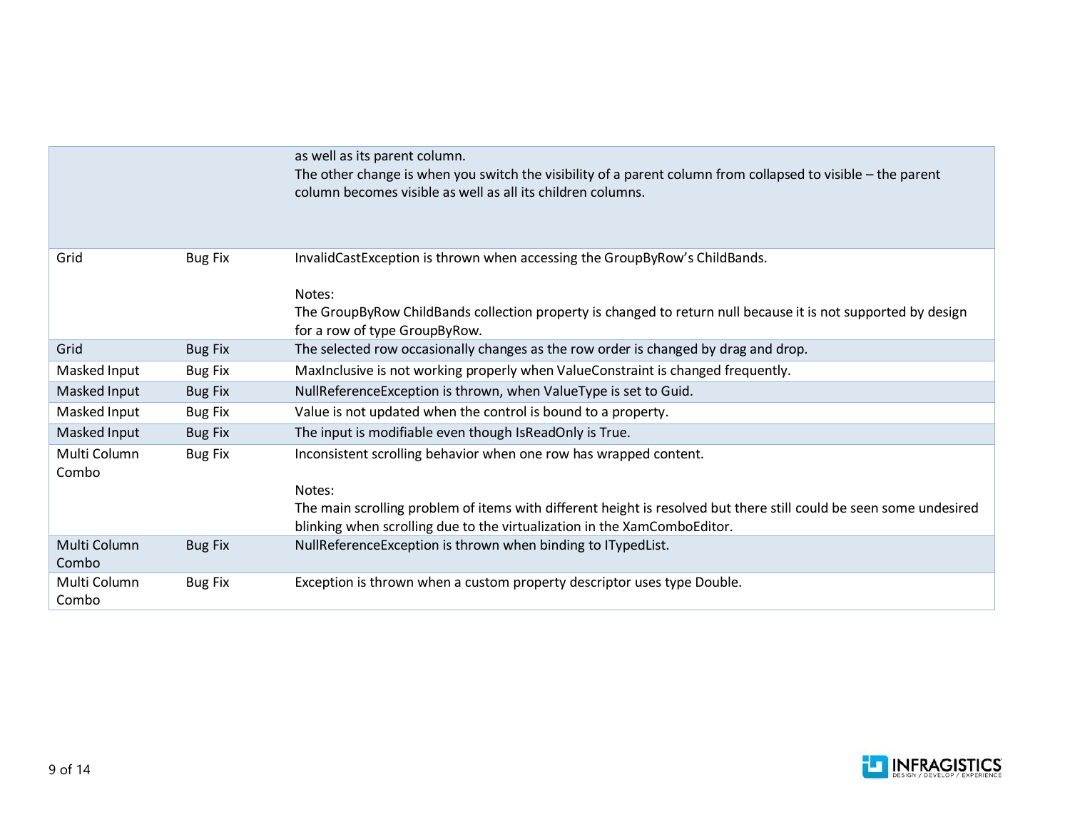| | | |
|---|---|---|
| | | as well as its parent column.<br>The other change is when you switch the visibility of a parent column from collapsed to visible – the parent column becomes visible as well as all its children columns. |
| Grid | Bug Fix | InvalidCastException is thrown when accessing the GroupByRow's ChildBands.<br><br>Notes:<br>The GroupByRow ChildBands collection property is changed to return null because it is not supported by design for a row of type GroupByRow. |
| Grid | Bug Fix | The selected row occasionally changes as the row order is changed by drag and drop. |
| Masked Input | Bug Fix | MaxInclusive is not working properly when ValueConstraint is changed frequently. |
| Masked Input | Bug Fix | NullReferenceException is thrown, when ValueType is set to Guid. |
| Masked Input | Bug Fix | Value is not updated when the control is bound to a property. |
| Masked Input | Bug Fix | The input is modifiable even though IsReadOnly is True. |
| Multi Column Combo | Bug Fix | Inconsistent scrolling behavior when one row has wrapped content.<br><br>Notes:<br>The main scrolling problem of items with different height is resolved but there still could be seen some undesired blinking when scrolling due to the virtualization in the XamComboEditor. |
| Multi Column Combo | Bug Fix | NullReferenceException is thrown when binding to ITypedList. |
| Multi Column Combo | Bug Fix | Exception is thrown when a custom property descriptor uses type Double. |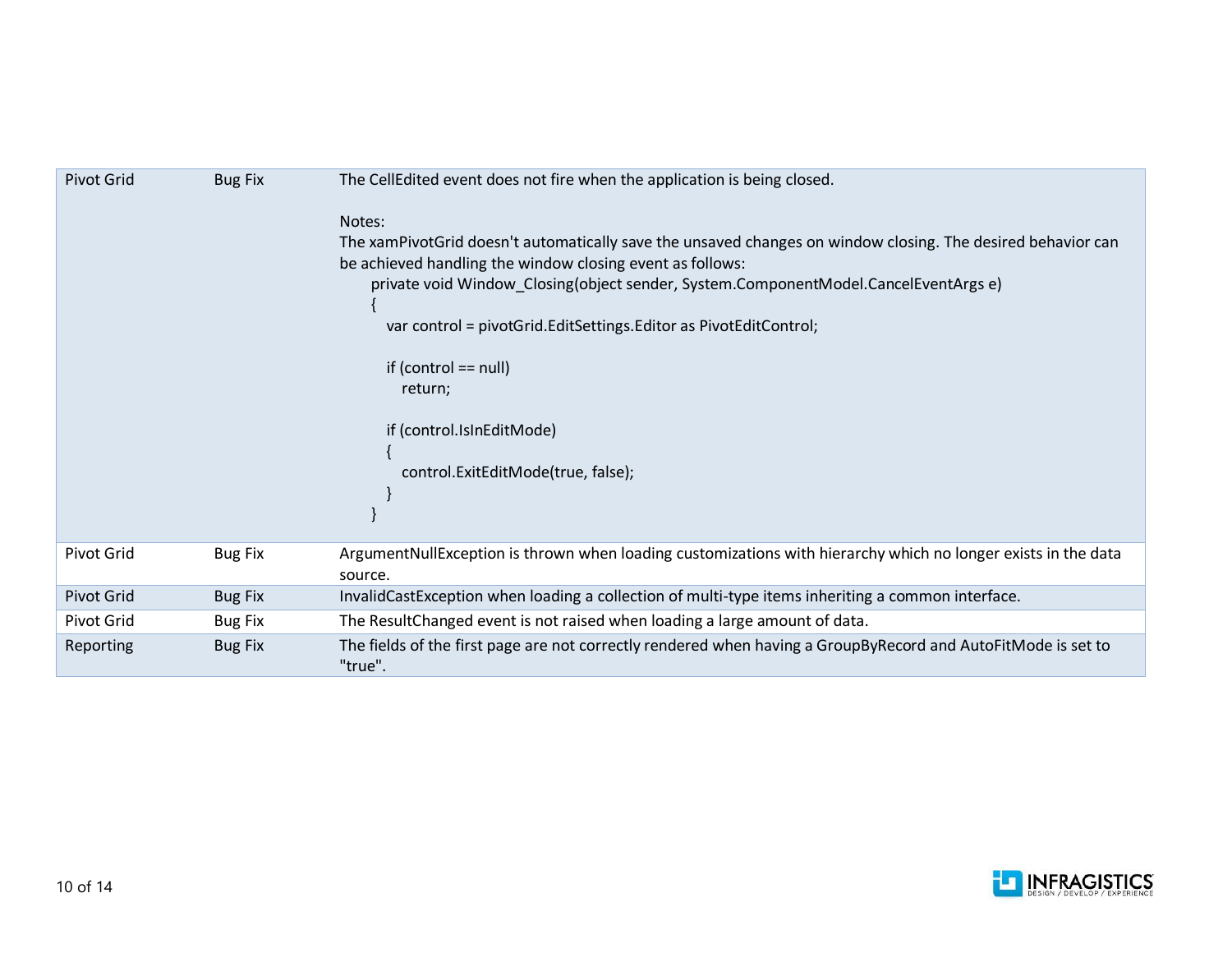| | | |
|---|---|---|
| Pivot Grid | Bug Fix | The CellEdited event does not fire when the application is being closed.<br><br>Notes:<br>The xamPivotGrid doesn't automatically save the unsaved changes on window closing. The desired behavior can be achieved handling the window closing event as follows:<br>`private void Window_Closing(object sender, System.ComponentModel.CancelEventArgs e)`<br>`{`<br>`var control = pivotGrid.EditSettings.Editor as PivotEditControl;`<br><br>`if (control == null)`<br>`return;`<br><br>`if (control.IsInEditMode)`<br>`{`<br>`control.ExitEditMode(true, false);`<br>`}`<br>`}` |
| Pivot Grid | Bug Fix | ArgumentNullException is thrown when loading customizations with hierarchy which no longer exists in the data source. |
| Pivot Grid | Bug Fix | InvalidCastException when loading a collection of multi-type items inheriting a common interface. |
| Pivot Grid | Bug Fix | The ResultChanged event is not raised when loading a large amount of data. |
| Reporting | Bug Fix | The fields of the first page are not correctly rendered when having a GroupByRecord and AutoFitMode is set to "true". |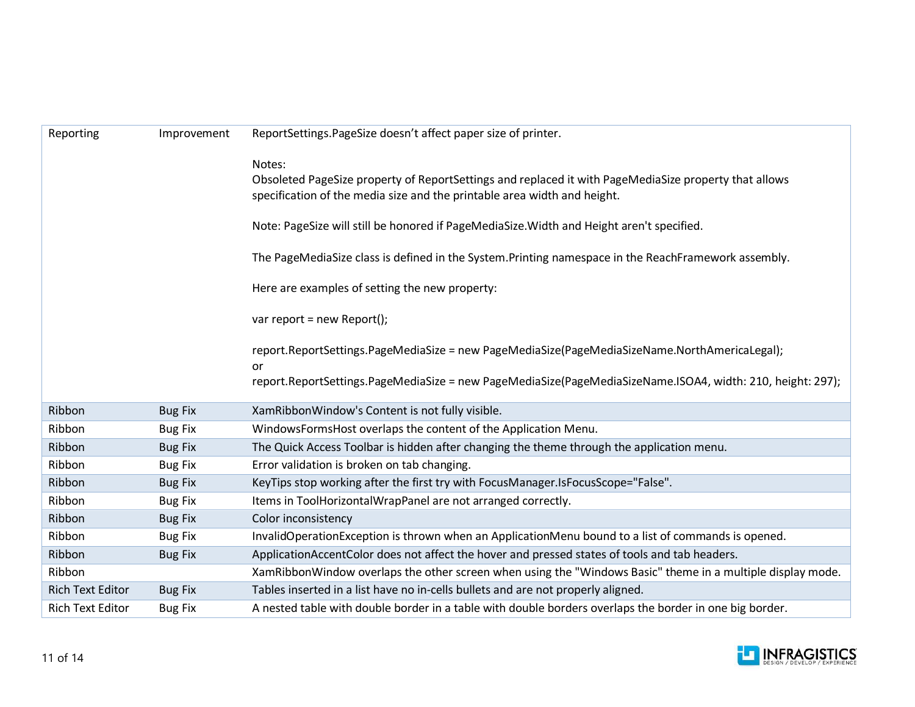| | | |
|---|---|---|
| Reporting | Improvement | ReportSettings.PageSize doesn't affect paper size of printer.<br><br>Notes:<br>Obsoleted PageSize property of ReportSettings and replaced it with PageMediaSize property that allows specification of the media size and the printable area width and height.<br><br>Note: PageSize will still be honored if PageMediaSize.Width and Height aren't specified.<br><br>The PageMediaSize class is defined in the System.Printing namespace in the ReachFramework assembly.<br><br>Here are examples of setting the new property:<br><br>var report = new Report();<br><br>report.ReportSettings.PageMediaSize = new PageMediaSize(PageMediaSizeName.NorthAmericaLegal);<br>or<br>report.ReportSettings.PageMediaSize = new PageMediaSize(PageMediaSizeName.ISOA4, width: 210, height: 297); |
| Ribbon | Bug Fix | XamRibbonWindow's Content is not fully visible. |
| Ribbon | Bug Fix | WindowsFormsHost overlaps the content of the Application Menu. |
| Ribbon | Bug Fix | The Quick Access Toolbar is hidden after changing the theme through the application menu. |
| Ribbon | Bug Fix | Error validation is broken on tab changing. |
| Ribbon | Bug Fix | KeyTips stop working after the first try with FocusManager.IsFocusScope="False". |
| Ribbon | Bug Fix | Items in ToolHorizontalWrapPanel are not arranged correctly. |
| Ribbon | Bug Fix | Color inconsistency |
| Ribbon | Bug Fix | InvalidOperationException is thrown when an ApplicationMenu bound to a list of commands is opened. |
| Ribbon | Bug Fix | ApplicationAccentColor does not affect the hover and pressed states of tools and tab headers. |
| Ribbon | | XamRibbonWindow overlaps the other screen when using the "Windows Basic" theme in a multiple display mode. |
| Rich Text Editor | Bug Fix | Tables inserted in a list have no in-cells bullets and are not properly aligned. |
| Rich Text Editor | Bug Fix | A nested table with double border in a table with double borders overlaps the border in one big border. |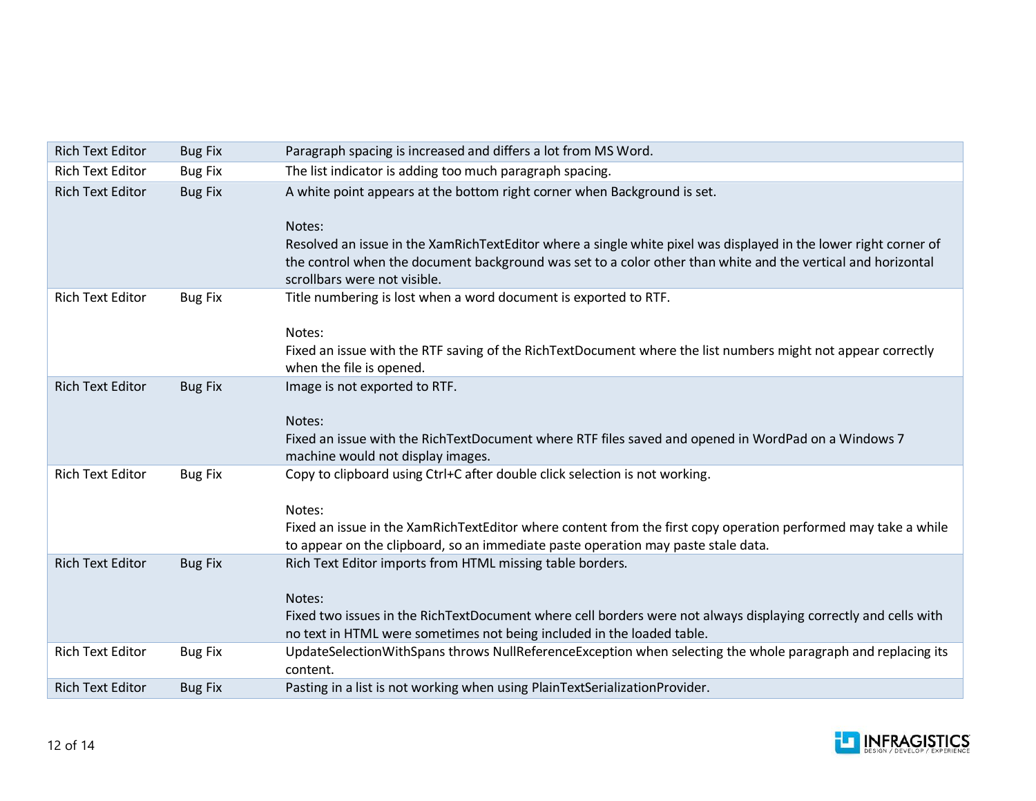| | | |
|---|---|---|
| Rich Text Editor | Bug Fix | Paragraph spacing is increased and differs a lot from MS Word. |
| Rich Text Editor | Bug Fix | The list indicator is adding too much paragraph spacing. |
| Rich Text Editor | Bug Fix | A white point appears at the bottom right corner when Background is set.<br><br>Notes:<br>Resolved an issue in the XamRichTextEditor where a single white pixel was displayed in the lower right corner of the control when the document background was set to a color other than white and the vertical and horizontal scrollbars were not visible. |
| Rich Text Editor | Bug Fix | Title numbering is lost when a word document is exported to RTF.<br><br>Notes:<br>Fixed an issue with the RTF saving of the RichTextDocument where the list numbers might not appear correctly when the file is opened. |
| Rich Text Editor | Bug Fix | Image is not exported to RTF.<br><br>Notes:<br>Fixed an issue with the RichTextDocument where RTF files saved and opened in WordPad on a Windows 7 machine would not display images. |
| Rich Text Editor | Bug Fix | Copy to clipboard using Ctrl+C after double click selection is not working.<br><br>Notes:<br>Fixed an issue in the XamRichTextEditor where content from the first copy operation performed may take a while to appear on the clipboard, so an immediate paste operation may paste stale data. |
| Rich Text Editor | Bug Fix | Rich Text Editor imports from HTML missing table borders.<br><br>Notes:<br>Fixed two issues in the RichTextDocument where cell borders were not always displaying correctly and cells with no text in HTML were sometimes not being included in the loaded table. |
| Rich Text Editor | Bug Fix | UpdateSelectionWithSpans throws NullReferenceException when selecting the whole paragraph and replacing its content. |
| Rich Text Editor | Bug Fix | Pasting in a list is not working when using PlainTextSerializationProvider. |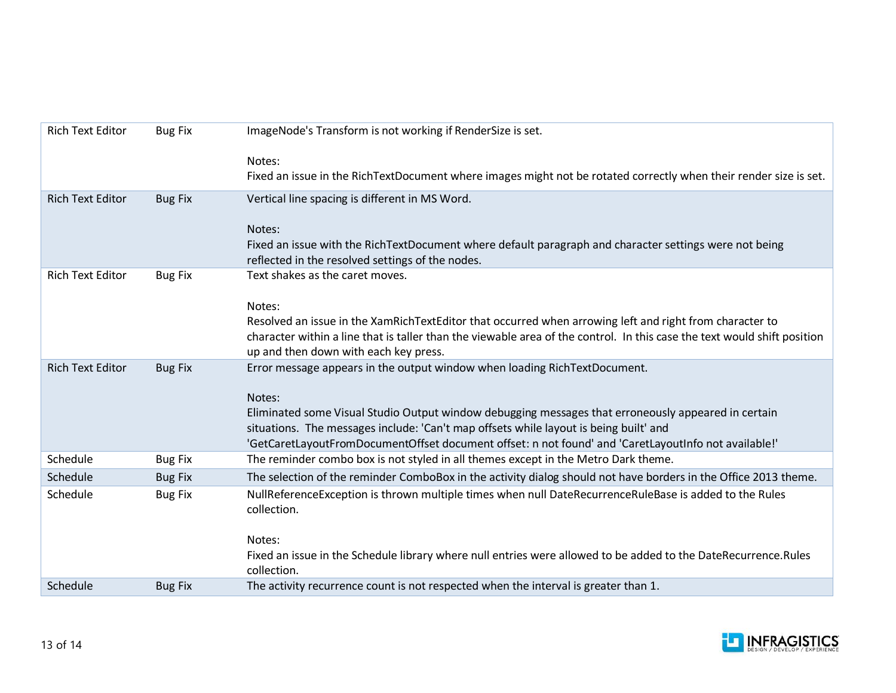| | | |
|---|---|---|
| Rich Text Editor | Bug Fix | ImageNode's Transform is not working if RenderSize is set.<br><br>Notes:<br>Fixed an issue in the RichTextDocument where images might not be rotated correctly when their render size is set. |
| Rich Text Editor | Bug Fix | Vertical line spacing is different in MS Word.<br><br>Notes:<br>Fixed an issue with the RichTextDocument where default paragraph and character settings were not being reflected in the resolved settings of the nodes. |
| Rich Text Editor | Bug Fix | Text shakes as the caret moves.<br><br>Notes:<br>Resolved an issue in the XamRichTextEditor that occurred when arrowing left and right from character to character within a line that is taller than the viewable area of the control. In this case the text would shift position up and then down with each key press. |
| Rich Text Editor | Bug Fix | Error message appears in the output window when loading RichTextDocument.<br><br>Notes:<br>Eliminated some Visual Studio Output window debugging messages that erroneously appeared in certain situations. The messages include: 'Can't map offsets while layout is being built' and 'GetCaretLayoutFromDocumentOffset document offset: n not found' and 'CaretLayoutInfo not available!' |
| Schedule | Bug Fix | The reminder combo box is not styled in all themes except in the Metro Dark theme. |
| Schedule | Bug Fix | The selection of the reminder ComboBox in the activity dialog should not have borders in the Office 2013 theme. |
| Schedule | Bug Fix | NullReferenceException is thrown multiple times when null DateRecurrenceRuleBase is added to the Rules collection.<br><br>Notes:<br>Fixed an issue in the Schedule library where null entries were allowed to be added to the DateRecurrence.Rules collection. |
| Schedule | Bug Fix | The activity recurrence count is not respected when the interval is greater than 1. |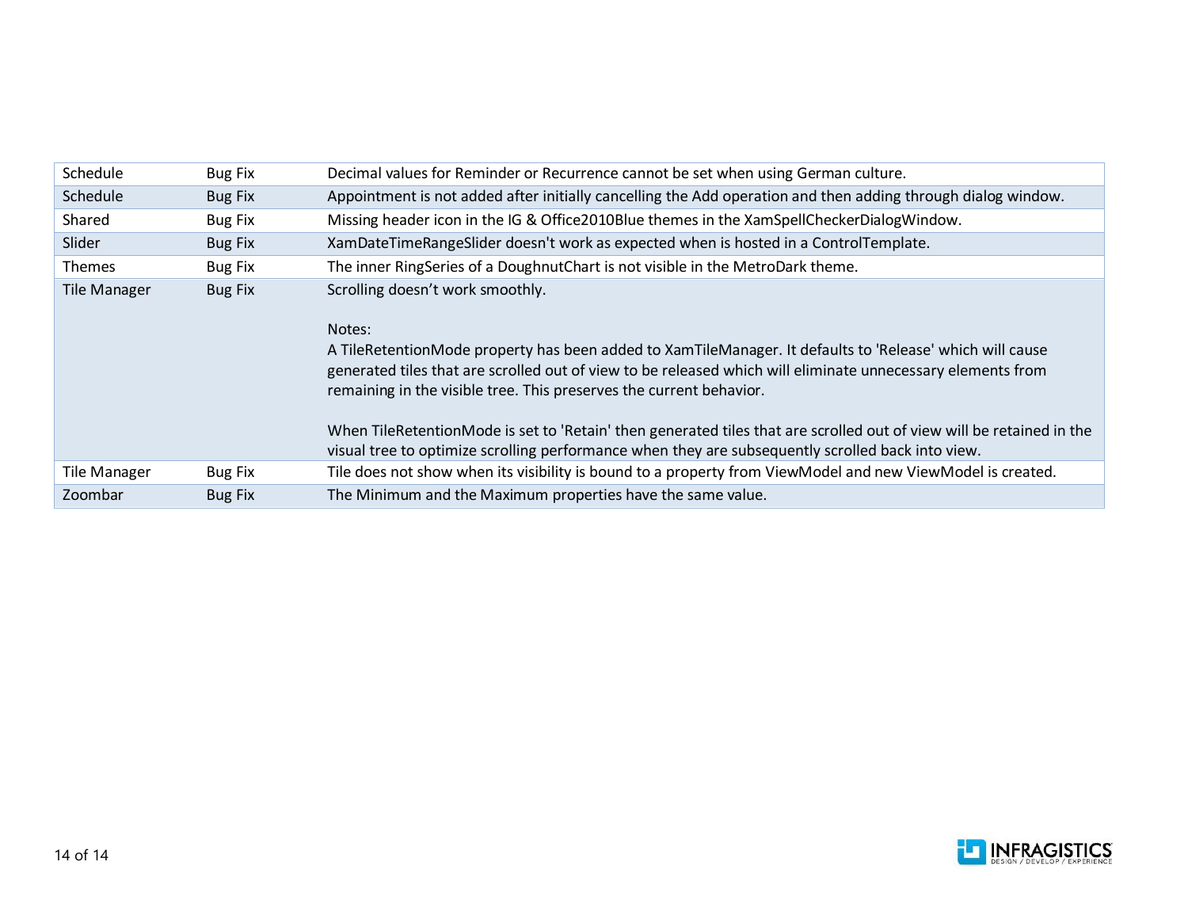| | | |
|---|---|---|
| Schedule | Bug Fix | Decimal values for Reminder or Recurrence cannot be set when using German culture. |
| Schedule | Bug Fix | Appointment is not added after initially cancelling the Add operation and then adding through dialog window. |
| Shared | Bug Fix | Missing header icon in the IG & Office2010Blue themes in the XamSpellCheckerDialogWindow. |
| Slider | Bug Fix | XamDateTimeRangeSlider doesn't work as expected when is hosted in a ControlTemplate. |
| Themes | Bug Fix | The inner RingSeries of a DoughnutChart is not visible in the MetroDark theme. |
| Tile Manager | Bug Fix | Scrolling doesn’t work smoothly.<br><br>Notes:<br>A TileRetentionMode property has been added to XamTileManager. It defaults to 'Release' which will cause generated tiles that are scrolled out of view to be released which will eliminate unnecessary elements from remaining in the visible tree. This preserves the current behavior.<br><br>When TileRetentionMode is set to 'Retain' then generated tiles that are scrolled out of view will be retained in the visual tree to optimize scrolling performance when they are subsequently scrolled back into view. |
| Tile Manager | Bug Fix | Tile does not show when its visibility is bound to a property from ViewModel and new ViewModel is created. |
| Zoombar | Bug Fix | The Minimum and the Maximum properties have the same value. |